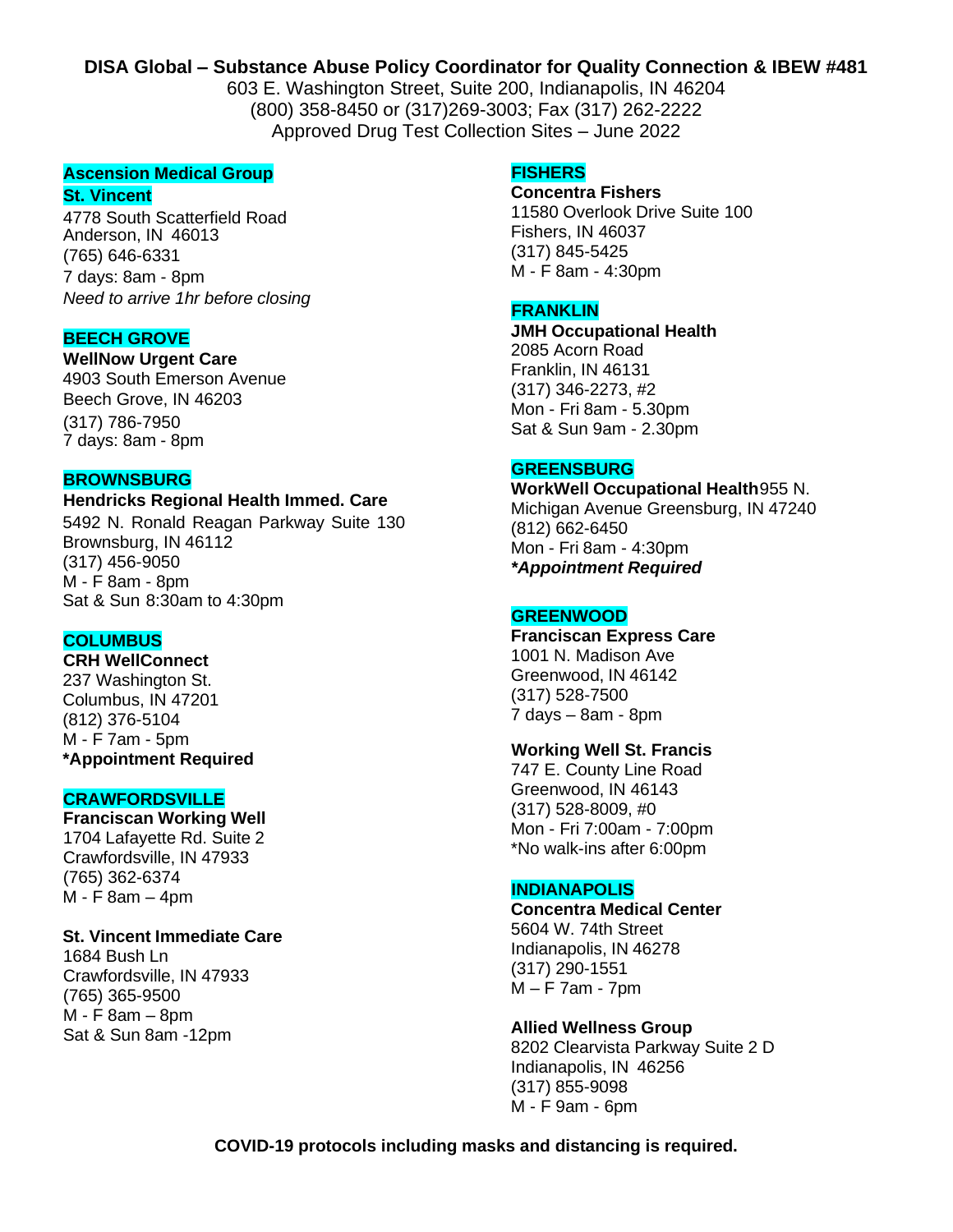**DISA Global – Substance Abuse Policy Coordinator for Quality Connection & IBEW #481**

603 E. Washington Street, Suite 200, Indianapolis, IN 46204
(800) 358-8450 or (317)269-3003; Fax (317) 262-2222
Approved Drug Test Collection Sites – June 2022

## Ascension Medical Group St. Vincent

4778 South Scatterfield Road
Anderson, IN 46013
(765) 646-6331
7 days: 8am - 8pm
*Need to arrive 1hr before closing*

## BEECH GROVE

**WellNow Urgent Care**
4903 South Emerson Avenue
Beech Grove, IN 46203
(317) 786-7950
7 days: 8am - 8pm

## BROWNSBURG

**Hendricks Regional Health Immed. Care**
5492 N. Ronald Reagan Parkway Suite 130
Brownsburg, IN 46112
(317) 456-9050
M - F 8am - 8pm
Sat & Sun 8:30am to 4:30pm

## COLUMBUS

**CRH WellConnect**
237 Washington St.
Columbus, IN 47201
(812) 376-5104
M - F 7am - 5pm
**\*Appointment Required**

## CRAWFORDSVILLE

**Franciscan Working Well**
1704 Lafayette Rd. Suite 2
Crawfordsville, IN 47933
(765) 362-6374
M - F 8am – 4pm

**St. Vincent Immediate Care**
1684 Bush Ln
Crawfordsville, IN 47933
(765) 365-9500
M - F 8am – 8pm
Sat & Sun 8am -12pm

## FISHERS

**Concentra Fishers**
11580 Overlook Drive Suite 100
Fishers, IN 46037
(317) 845-5425
M - F 8am - 4:30pm

## FRANKLIN

**JMH Occupational Health**
2085 Acorn Road
Franklin, IN 46131
(317) 346-2273, #2
Mon - Fri 8am - 5.30pm
Sat & Sun 9am - 2.30pm

## GREENSBURG

**WorkWell Occupational Health** 955 N. Michigan Avenue Greensburg, IN 47240
(812) 662-6450
Mon - Fri 8am - 4:30pm
***Appointment Required***

## GREENWOOD

**Franciscan Express Care**
1001 N. Madison Ave
Greenwood, IN 46142
(317) 528-7500
7 days – 8am - 8pm

**Working Well St. Francis**
747 E. County Line Road
Greenwood, IN 46143
(317) 528-8009, #0
Mon - Fri 7:00am - 7:00pm
*No walk-ins after 6:00pm

## INDIANAPOLIS

**Concentra Medical Center**
5604 W. 74th Street
Indianapolis, IN 46278
(317) 290-1551
M – F 7am - 7pm

**Allied Wellness Group**
8202 Clearvista Parkway Suite 2 D
Indianapolis, IN 46256
(317) 855-9098
M - F 9am - 6pm

**COVID-19 protocols including masks and distancing is required.**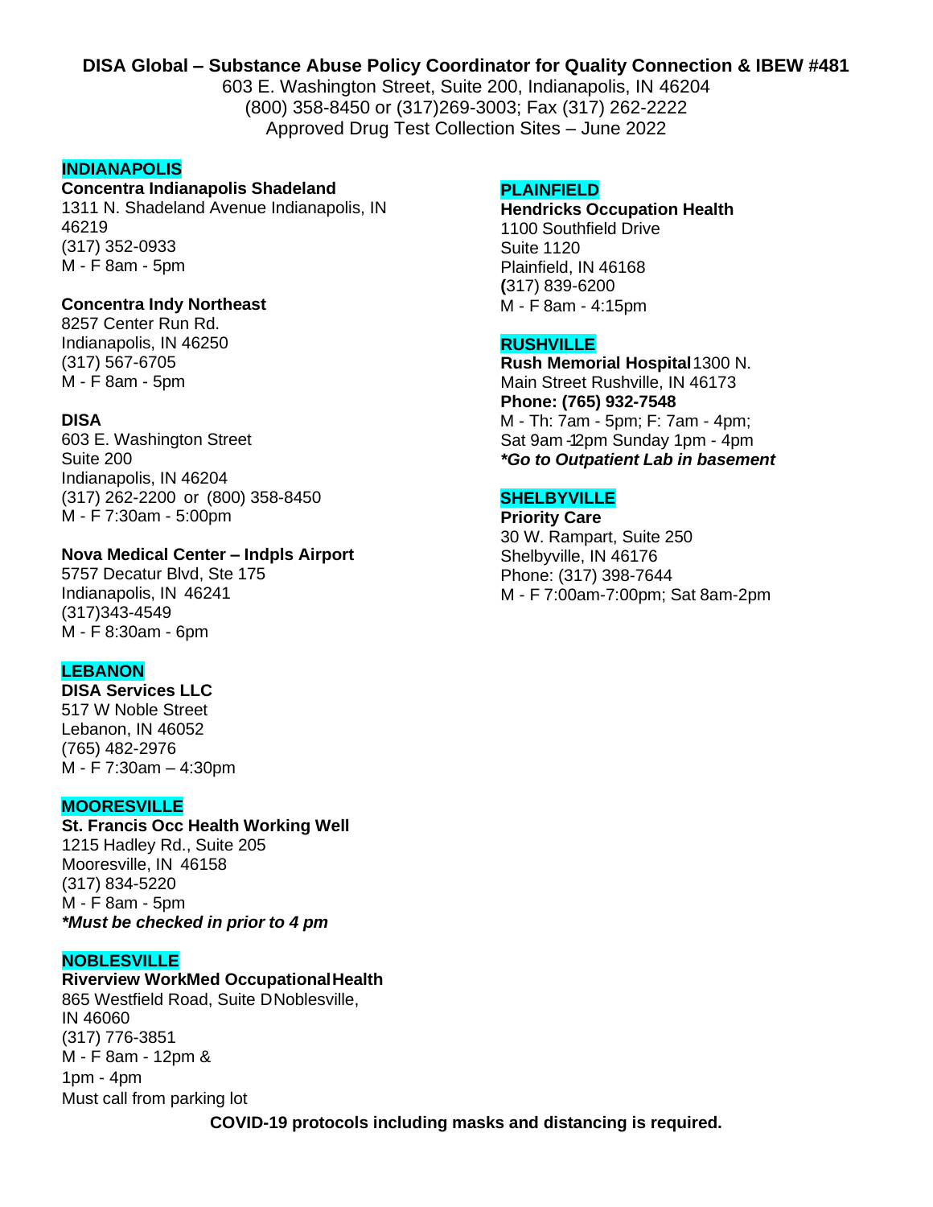**DISA Global – Substance Abuse Policy Coordinator for Quality Connection & IBEW #481**

603 E. Washington Street, Suite 200, Indianapolis, IN 46204
(800) 358-8450 or (317)269-3003; Fax (317) 262-2222
Approved Drug Test Collection Sites – June 2022

## INDIANAPOLIS

**Concentra Indianapolis Shadeland**
1311 N. Shadeland Avenue Indianapolis, IN 46219
(317) 352-0933
M - F 8am - 5pm

**Concentra Indy Northeast**
8257 Center Run Rd.
Indianapolis, IN 46250
(317) 567-6705
M - F 8am - 5pm

**DISA**
603 E. Washington Street
Suite 200
Indianapolis, IN 46204
(317) 262-2200 or (800) 358-8450
M - F 7:30am - 5:00pm

**Nova Medical Center – Indpls Airport**
5757 Decatur Blvd, Ste 175
Indianapolis, IN 46241
(317)343-4549
M - F 8:30am - 6pm

## LEBANON

**DISA Services LLC**
517 W Noble Street
Lebanon, IN 46052
(765) 482-2976
M - F 7:30am – 4:30pm

## MOORESVILLE

**St. Francis Occ Health Working Well**
1215 Hadley Rd., Suite 205
Mooresville, IN 46158
(317) 834-5220
M - F 8am - 5pm
***Must be checked in prior to 4 pm***

## NOBLESVILLE

**Riverview WorkMed Occupational Health**
865 Westfield Road, Suite D Noblesville, IN 46060
(317) 776-3851
M - F 8am - 12pm &
1pm - 4pm
Must call from parking lot

## PLAINFIELD

**Hendricks Occupation Health**
1100 Southfield Drive
Suite 1120
Plainfield, IN 46168
(317) 839-6200
M - F 8am - 4:15pm

## RUSHVILLE

**Rush Memorial Hospital** 1300 N. Main Street Rushville, IN 46173
**Phone: (765) 932-7548**
M - Th: 7am - 5pm; F: 7am - 4pm;
Sat 9am -12pm Sunday 1pm - 4pm
***Go to Outpatient Lab in basement***

## SHELBYVILLE

**Priority Care**
30 W. Rampart, Suite 250
Shelbyville, IN 46176
Phone: (317) 398-7644
M - F 7:00am-7:00pm; Sat 8am-2pm

**COVID-19 protocols including masks and distancing is required.**